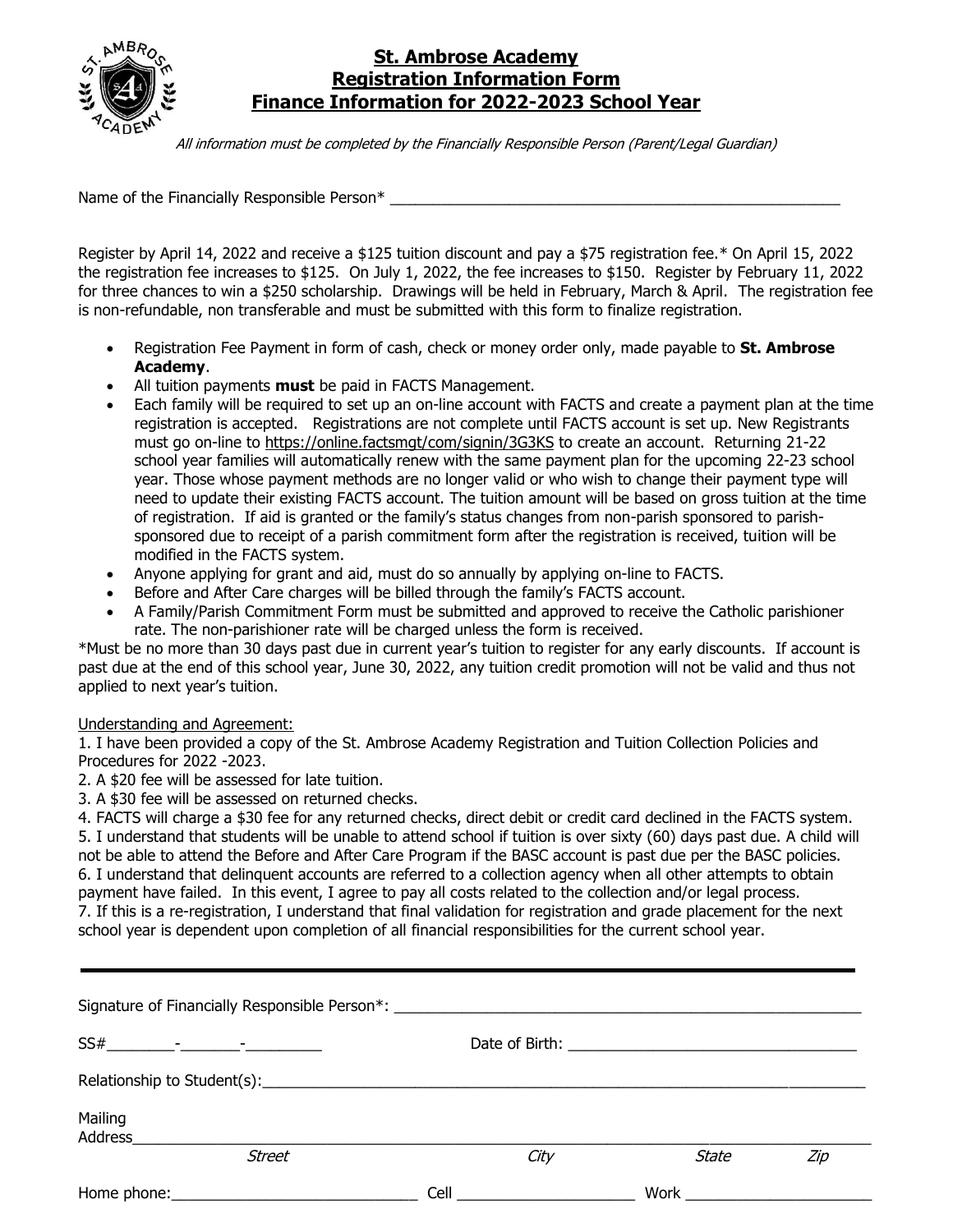# St. Ambrose Academy
## Registration Information Form
## Finance Information for 2022-2023 School Year

*All information must be completed by the Financially Responsible Person (Parent/Legal Guardian)*

Name of the Financially Responsible Person* ______________________________________________________

Register by April 14, 2022 and receive a $125 tuition discount and pay a $75 registration fee.* On April 15, 2022 the registration fee increases to $125. On July 1, 2022, the fee increases to $150. Register by February 11, 2022 for three chances to win a $250 scholarship. Drawings will be held in February, March & April. The registration fee is non-refundable, non transferable and must be submitted with this form to finalize registration.

- Registration Fee Payment in form of cash, check or money order only, made payable to **St. Ambrose Academy**.
- All tuition payments **must** be paid in FACTS Management.
- Each family will be required to set up an on-line account with FACTS and create a payment plan at the time registration is accepted. Registrations are not complete until FACTS account is set up. New Registrants must go on-line to https://online.factsmgt/com/signin/3G3KS to create an account. Returning 21-22 school year families will automatically renew with the same payment plan for the upcoming 22-23 school year. Those whose payment methods are no longer valid or who wish to change their payment type will need to update their existing FACTS account. The tuition amount will be based on gross tuition at the time of registration. If aid is granted or the family's status changes from non-parish sponsored to parish-sponsored due to receipt of a parish commitment form after the registration is received, tuition will be modified in the FACTS system.
- Anyone applying for grant and aid, must do so annually by applying on-line to FACTS.
- Before and After Care charges will be billed through the family's FACTS account.
- A Family/Parish Commitment Form must be submitted and approved to receive the Catholic parishioner rate. The non-parishioner rate will be charged unless the form is received.

*Must be no more than 30 days past due in current year's tuition to register for any early discounts. If account is past due at the end of this school year, June 30, 2022, any tuition credit promotion will not be valid and thus not applied to next year's tuition.

Understanding and Agreement:

1. I have been provided a copy of the St. Ambrose Academy Registration and Tuition Collection Policies and Procedures for 2022 -2023.
2. A $20 fee will be assessed for late tuition.
3. A $30 fee will be assessed on returned checks.
4. FACTS will charge a $30 fee for any returned checks, direct debit or credit card declined in the FACTS system.
5. I understand that students will be unable to attend school if tuition is over sixty (60) days past due. A child will not be able to attend the Before and After Care Program if the BASC account is past due per the BASC policies.
6. I understand that delinquent accounts are referred to a collection agency when all other attempts to obtain payment have failed. In this event, I agree to pay all costs related to the collection and/or legal process.
7. If this is a re-registration, I understand that final validation for registration and grade placement for the next school year is dependent upon completion of all financial responsibilities for the current school year.

---

Signature of Financially Responsible Person*: ______________________________________________________

SS#________-_______-_________ Date of Birth: __________________________________

Relationship to Student(s):______________________________________________________________________

Mailing Address__________________________________________________________________________________

*Street* *City* *State* *Zip*

Home phone:_____________________________ Cell _____________________ Work ______________________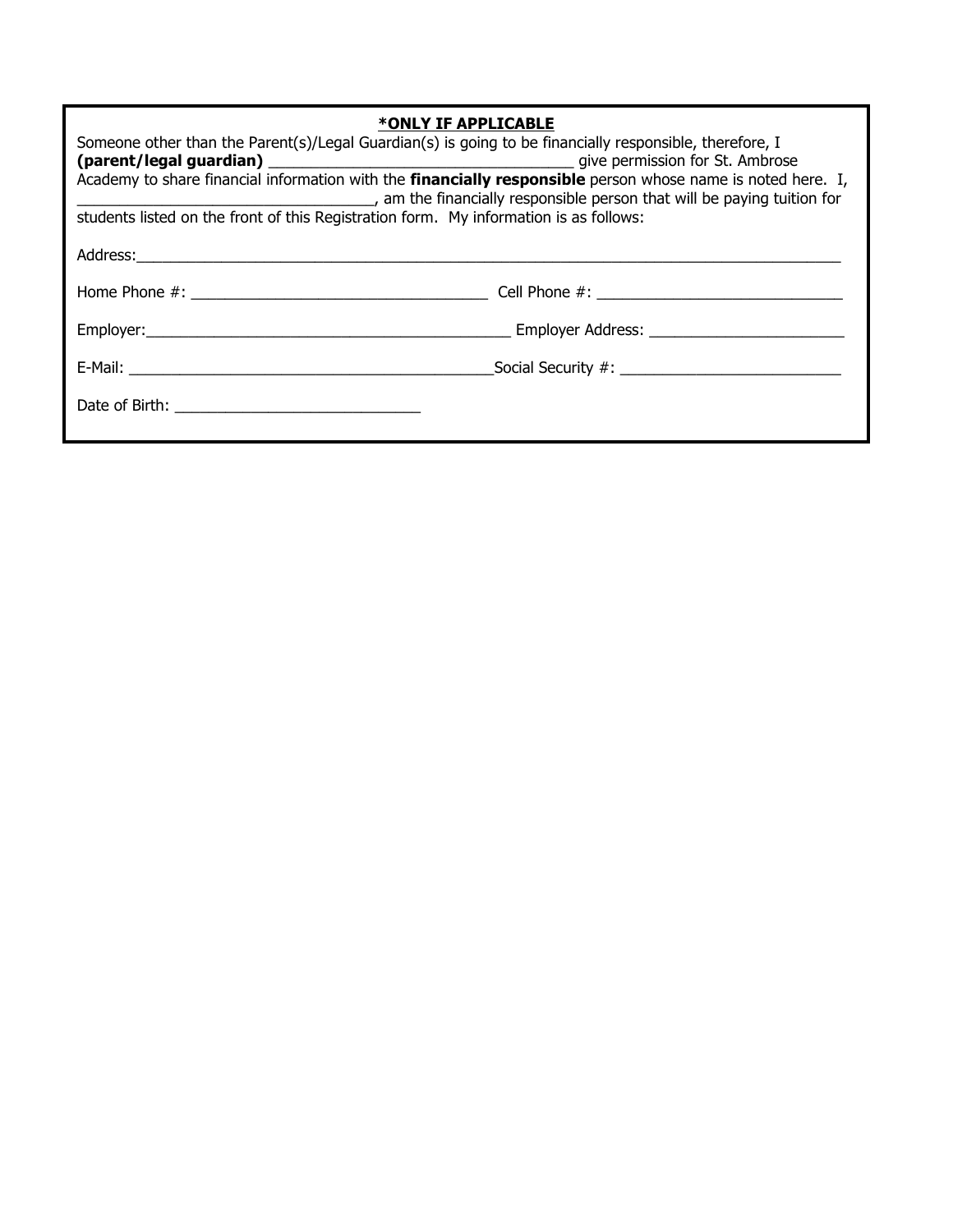**\*ONLY IF APPLICABLE**

Someone other than the Parent(s)/Legal Guardian(s) is going to be financially responsible, therefore, I **(parent/legal guardian)** ___________________________________ give permission for St. Ambrose Academy to share financial information with the **financially responsible** person whose name is noted here. I, ___________________________________, am the financially responsible person that will be paying tuition for students listed on the front of this Registration form. My information is as follows:

Address:_____________________________________________________________________________________

Home Phone #: ___________________________________ Cell Phone #: _____________________________

Employer:___________________________________________ Employer Address: _______________________

E-Mail: ___________________________________________Social Security #: _________________________

Date of Birth: ____________________________